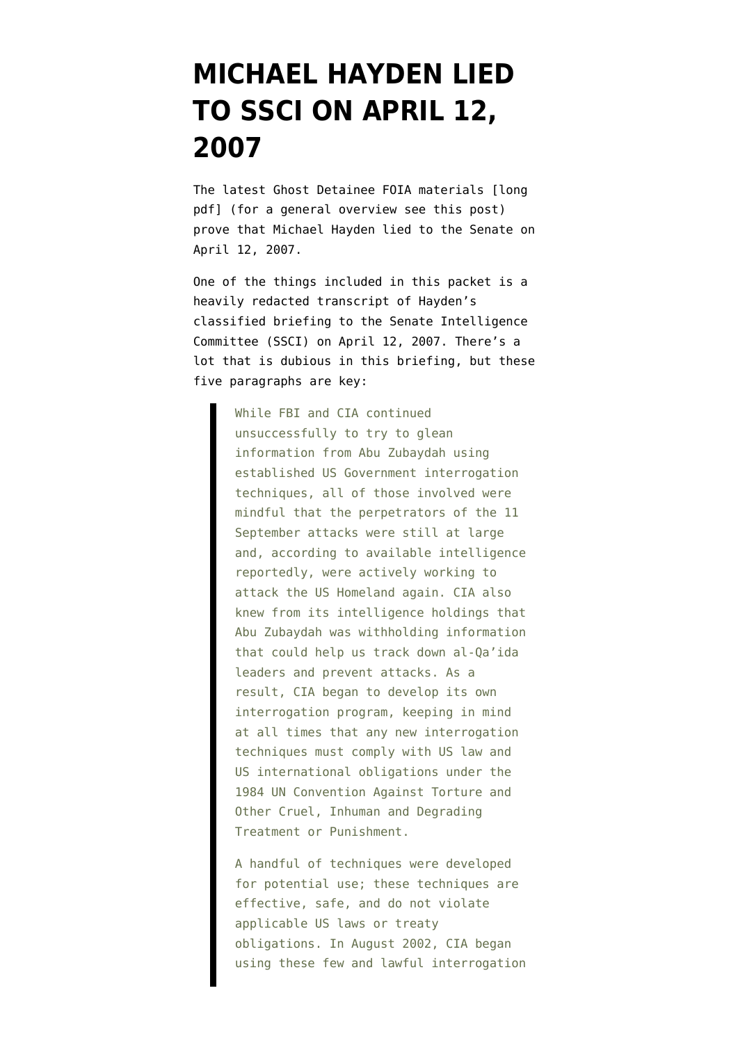# MICHAEL HAYDEN LIED TO SSCI ON APRIL 12, 2007

The latest Ghost Detainee FOIA materials [long pdf] (for a general overview see this post) prove that Michael Hayden lied to the Senate on April 12, 2007.

One of the things included in this packet is a heavily redacted transcript of Hayden's classified briefing to the Senate Intelligence Committee (SSCI) on April 12, 2007. There's a lot that is dubious in this briefing, but these five paragraphs are key:

> While FBI and CIA continued unsuccessfully to try to glean information from Abu Zubaydah using established US Government interrogation techniques, all of those involved were mindful that the perpetrators of the 11 September attacks were still at large and, according to available intelligence reportedly, were actively working to attack the US Homeland again. CIA also knew from its intelligence holdings that Abu Zubaydah was withholding information that could help us track down al-Qa'ida leaders and prevent attacks. As a result, CIA began to develop its own interrogation program, keeping in mind at all times that any new interrogation techniques must comply with US law and US international obligations under the 1984 UN Convention Against Torture and Other Cruel, Inhuman and Degrading Treatment or Punishment.
>
> A handful of techniques were developed for potential use; these techniques are effective, safe, and do not violate applicable US laws or treaty obligations. In August 2002, CIA began using these few and lawful interrogation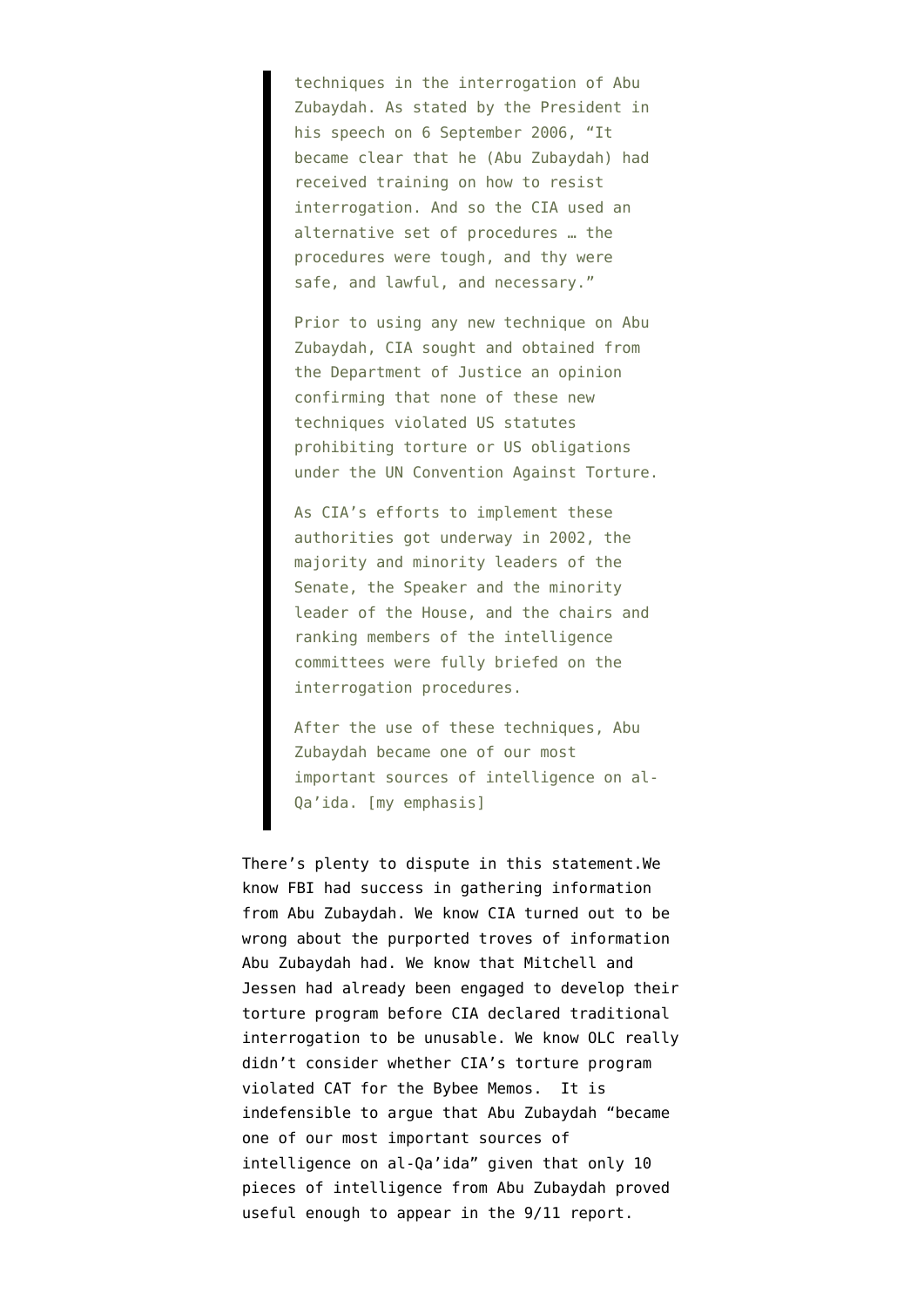> techniques in the interrogation of Abu Zubaydah. As stated by the President in his speech on 6 September 2006, "It became clear that he (Abu Zubaydah) had received training on how to resist interrogation. And so the CIA used an alternative set of procedures … the procedures were tough, and thy were safe, and lawful, and necessary."
>
> Prior to using any new technique on Abu Zubaydah, CIA sought and obtained from the Department of Justice an opinion confirming that none of these new techniques violated US statutes prohibiting torture or US obligations under the UN Convention Against Torture.
>
> As CIA's efforts to implement these authorities got underway in 2002, the majority and minority leaders of the Senate, the Speaker and the minority leader of the House, and the chairs and ranking members of the intelligence committees were fully briefed on the interrogation procedures.
>
> After the use of these techniques, Abu Zubaydah became one of our most important sources of intelligence on al-Qa'ida. [my emphasis]

There's plenty to dispute in this statement.We know FBI had success in gathering information from Abu Zubaydah. We know CIA turned out to be wrong about the purported troves of information Abu Zubaydah had. We know that Mitchell and Jessen had already been engaged to develop their torture program before CIA declared traditional interrogation to be unusable. We know OLC really didn't consider whether CIA's torture program violated CAT for the Bybee Memos. It is indefensible to argue that Abu Zubaydah "became one of our most important sources of intelligence on al-Qa'ida" given that only 10 pieces of intelligence from Abu Zubaydah proved useful enough to appear in the 9/11 report.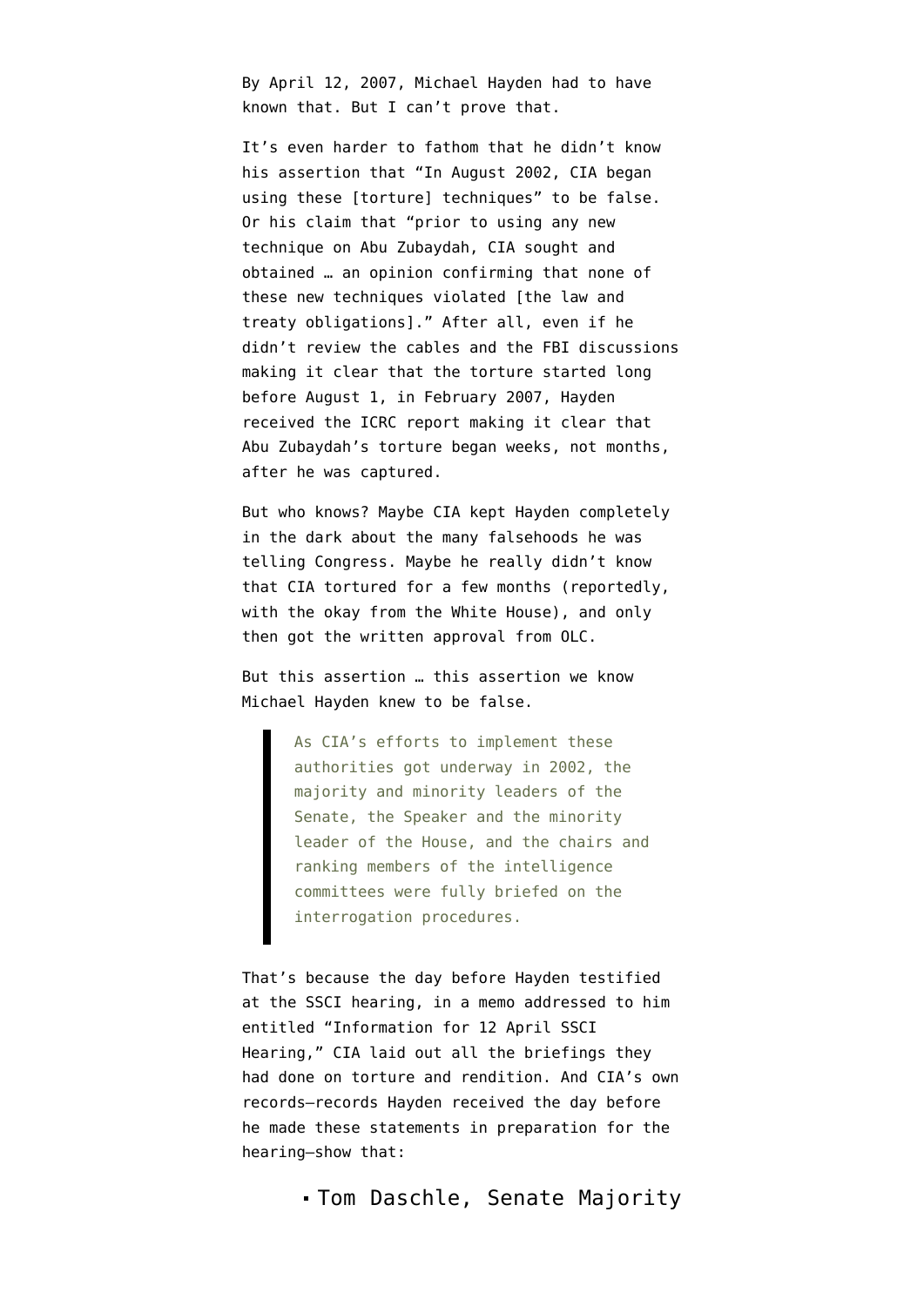By April 12, 2007, Michael Hayden had to have known that. But I can't prove that.

It's even harder to fathom that he didn't know his assertion that "In August 2002, CIA began using these [torture] techniques" to be false. Or his claim that "prior to using any new technique on Abu Zubaydah, CIA sought and obtained … an opinion confirming that none of these new techniques violated [the law and treaty obligations]." After all, even if he didn't review the cables and the FBI discussions making it clear that the torture started long before August 1, in February 2007, Hayden received the ICRC report making it clear that Abu Zubaydah's torture began weeks, not months, after he was captured.

But who knows? Maybe CIA kept Hayden completely in the dark about the many falsehoods he was telling Congress. Maybe he really didn't know that CIA tortured for a few months (reportedly, with the okay from the White House), and only then got the written approval from OLC.

But this assertion … this assertion we know Michael Hayden knew to be false.

> As CIA's efforts to implement these authorities got underway in 2002, the majority and minority leaders of the Senate, the Speaker and the minority leader of the House, and the chairs and ranking members of the intelligence committees were fully briefed on the interrogation procedures.

That's because the day before Hayden testified at the SSCI hearing, in a memo addressed to him entitled "Information for 12 April SSCI Hearing," CIA laid out all the briefings they had done on torture and rendition. And CIA's own records—records Hayden received the day before he made these statements in preparation for the hearing—show that:

- Tom Daschle, Senate Majority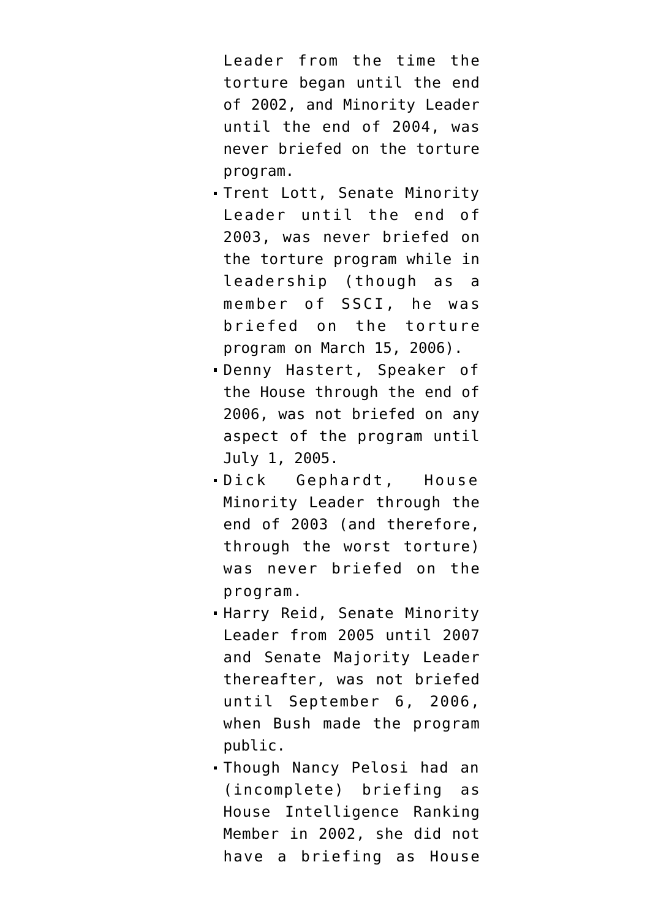Leader from the time the torture began until the end of 2002, and Minority Leader until the end of 2004, was never briefed on the torture program.

- Trent Lott, Senate Minority Leader until the end of 2003, was never briefed on the torture program while in leadership (though as a member of SSCI, he was briefed on the torture program on March 15, 2006).
- Denny Hastert, Speaker of the House through the end of 2006, was not briefed on any aspect of the program until July 1, 2005.
- Dick Gephardt, House Minority Leader through the end of 2003 (and therefore, through the worst torture) was never briefed on the program.
- Harry Reid, Senate Minority Leader from 2005 until 2007 and Senate Majority Leader thereafter, was not briefed until September 6, 2006, when Bush made the program public.
- Though Nancy Pelosi had an (incomplete) briefing as House Intelligence Ranking Member in 2002, she did not have a briefing as House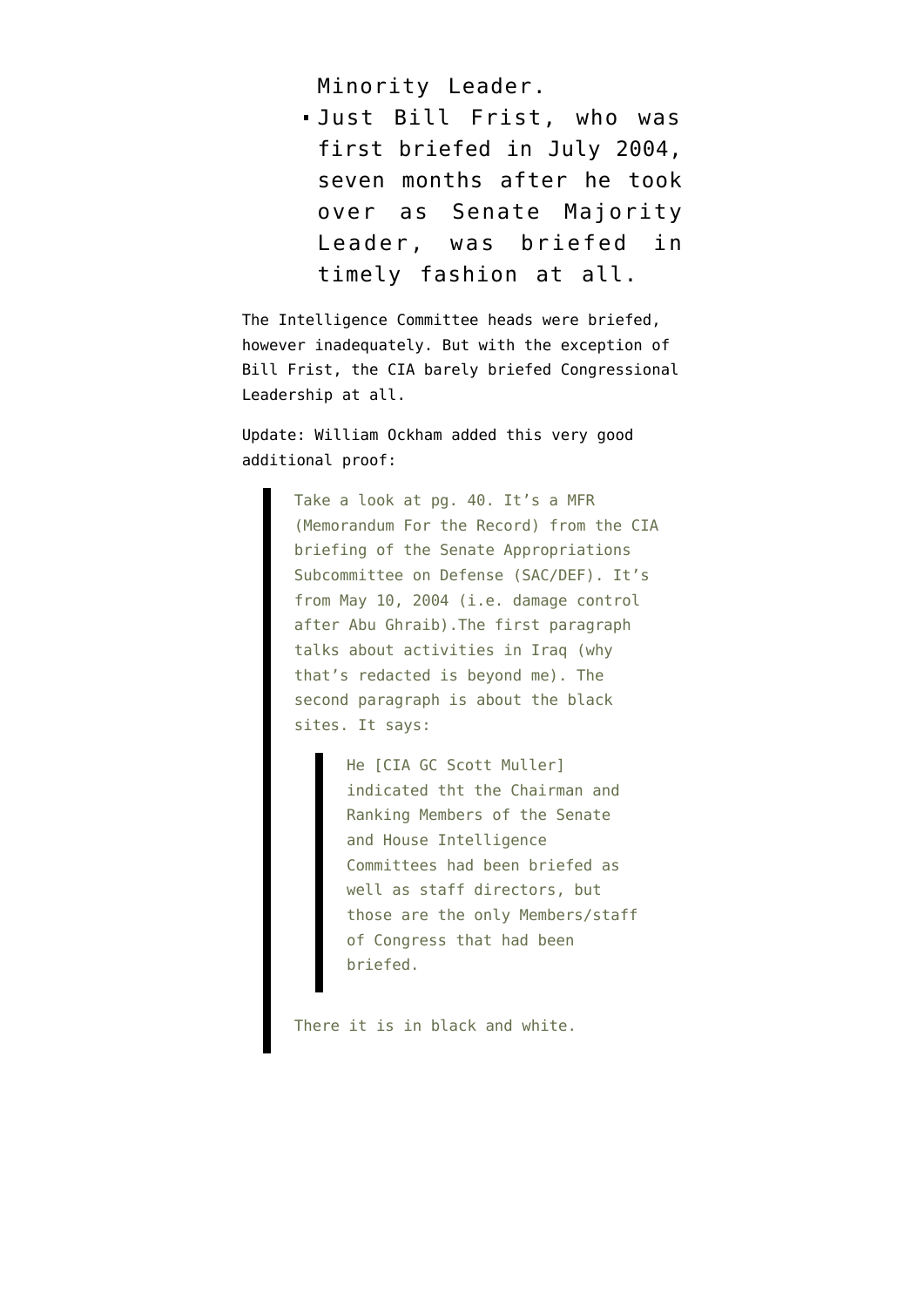Minority Leader.

- Just Bill Frist, who was first briefed in July 2004, seven months after he took over as Senate Majority Leader, was briefed in timely fashion at all.

The Intelligence Committee heads were briefed, however inadequately. But with the exception of Bill Frist, the CIA barely briefed Congressional Leadership at all.

Update: William Ockham added this very good additional proof:

> Take a look at pg. 40. It's a MFR (Memorandum For the Record) from the CIA briefing of the Senate Appropriations Subcommittee on Defense (SAC/DEF). It's from May 10, 2004 (i.e. damage control after Abu Ghraib).The first paragraph talks about activities in Iraq (why that's redacted is beyond me). The second paragraph is about the black sites. It says:
>
> > He [CIA GC Scott Muller] indicated tht the Chairman and Ranking Members of the Senate and House Intelligence Committees had been briefed as well as staff directors, but those are the only Members/staff of Congress that had been briefed.
>
> There it is in black and white.